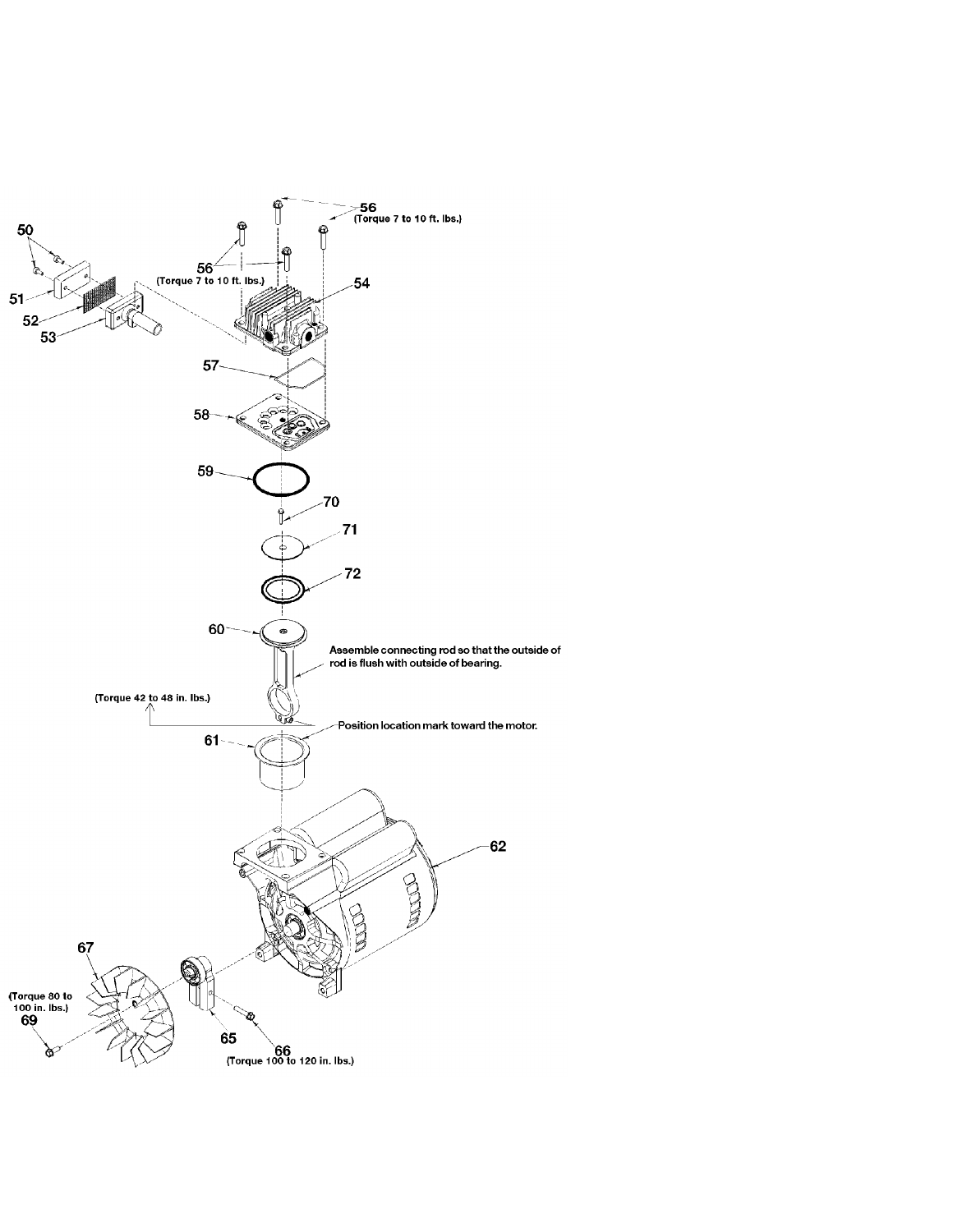56
(Torque 7 to 10 ft. lbs.)

50

56
(Torque 7 to 10 ft. lbs.)

54

51

52

53

57

58

59

70

71

72

60

Assemble connecting rod so that the outside of rod is flush with outside of bearing.

(Torque 42 to 48 in. lbs.)

Position location mark toward the motor.

61

62

67

(Torque 80 to 100 in. lbs.)
69

65

66
(Torque 100 to 120 in. lbs.)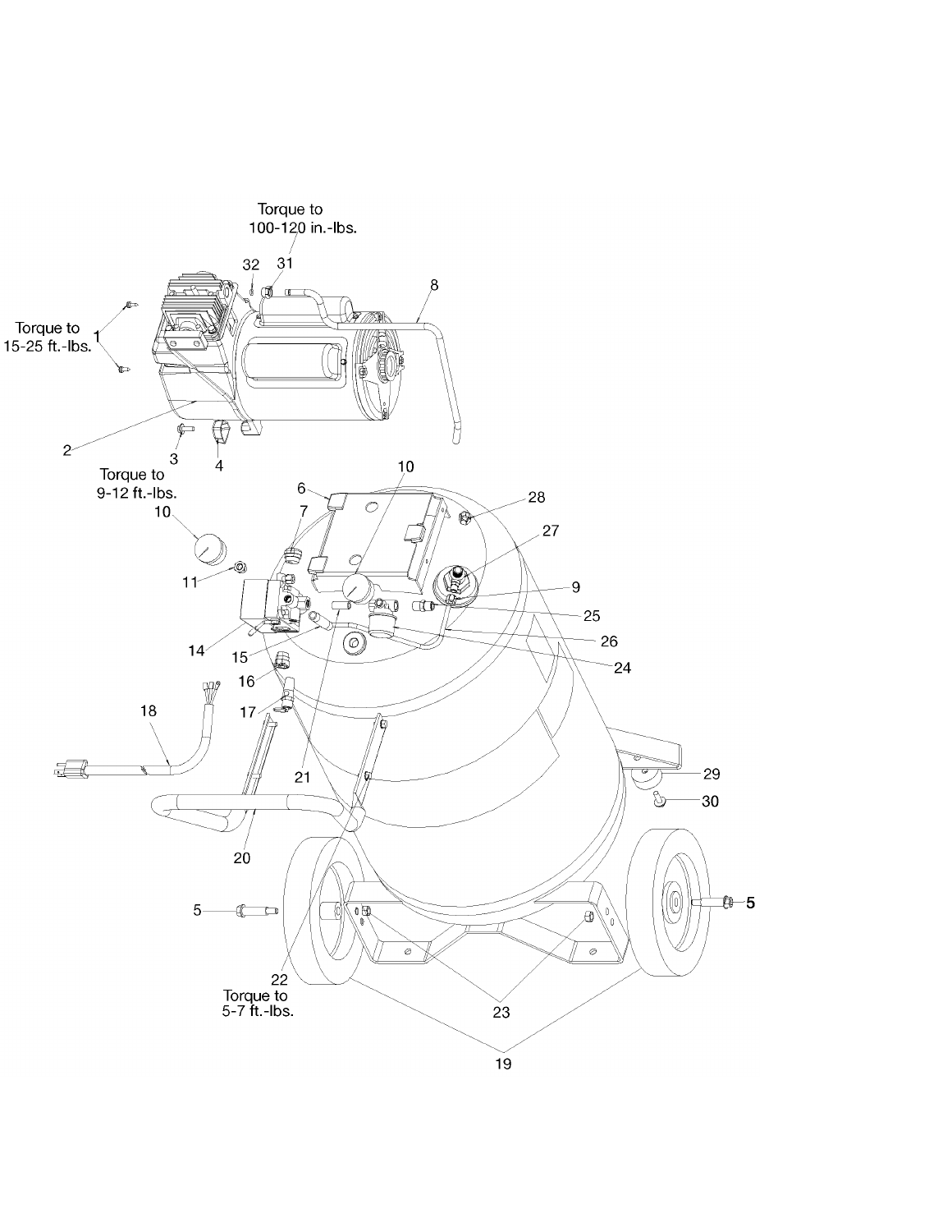Torque to
100-120 in.-lbs.

Torque to
15-25 ft.-lbs.

Torque to
9-12 ft.-lbs.

Torque to
5-7 ft.-lbs.

1 2 3 4 5 6 7 8 9 10 11 14 15 16 17 18 19 20 21 22 23 24 25 26 27 28 29 30 31 32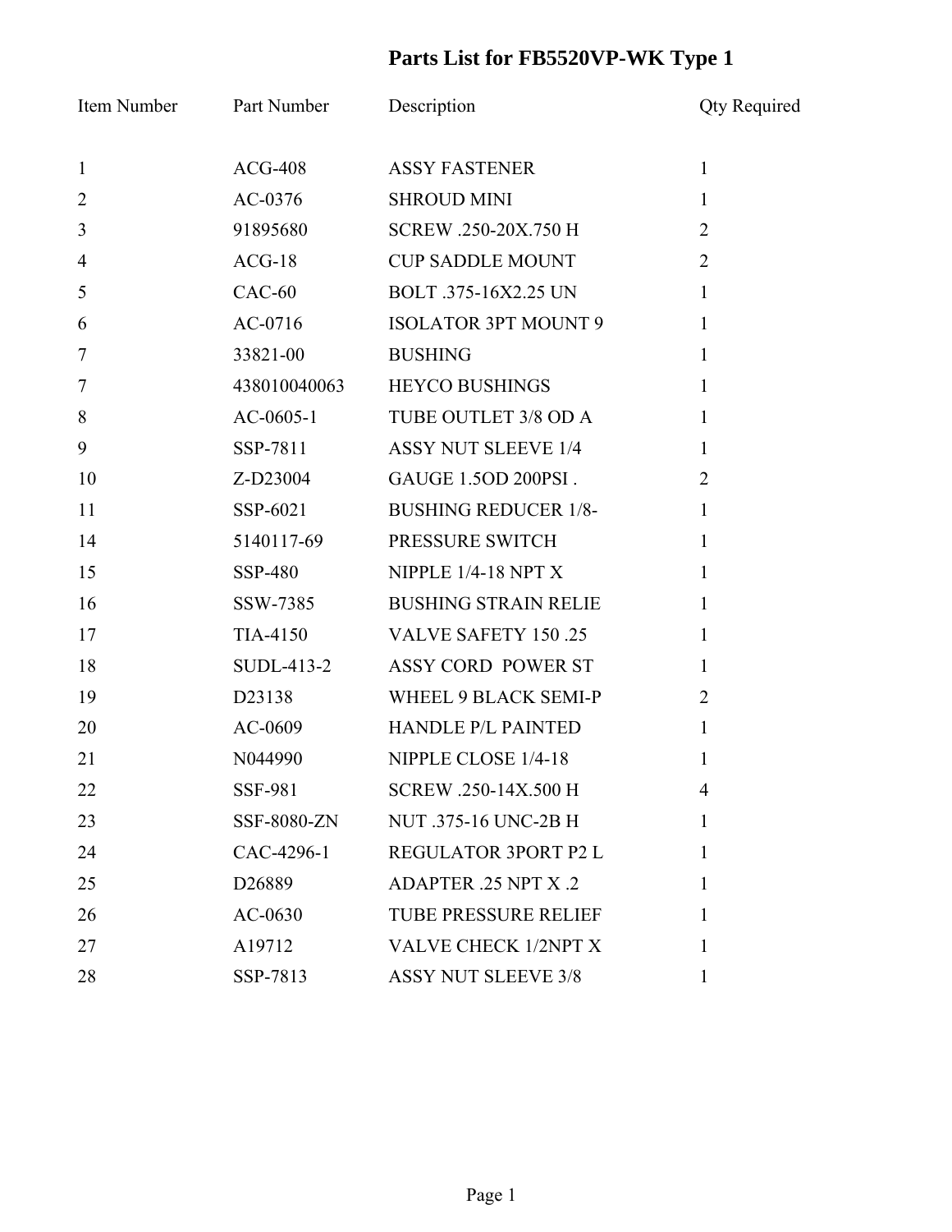# Parts List for FB5520VP-WK Type 1

| Item Number | Part Number | Description | Qty Required |
|---|---|---|---|
| 1 | ACG-408 | ASSY FASTENER | 1 |
| 2 | AC-0376 | SHROUD MINI | 1 |
| 3 | 91895680 | SCREW .250-20X.750 H | 2 |
| 4 | ACG-18 | CUP SADDLE MOUNT | 2 |
| 5 | CAC-60 | BOLT .375-16X2.25 UN | 1 |
| 6 | AC-0716 | ISOLATOR 3PT MOUNT 9 | 1 |
| 7 | 33821-00 | BUSHING | 1 |
| 7 | 438010040063 | HEYCO BUSHINGS | 1 |
| 8 | AC-0605-1 | TUBE OUTLET 3/8 OD A | 1 |
| 9 | SSP-7811 | ASSY NUT SLEEVE 1/4 | 1 |
| 10 | Z-D23004 | GAUGE 1.5OD 200PSI . | 2 |
| 11 | SSP-6021 | BUSHING REDUCER 1/8- | 1 |
| 14 | 5140117-69 | PRESSURE SWITCH | 1 |
| 15 | SSP-480 | NIPPLE 1/4-18 NPT X | 1 |
| 16 | SSW-7385 | BUSHING STRAIN RELIE | 1 |
| 17 | TIA-4150 | VALVE SAFETY 150 .25 | 1 |
| 18 | SUDL-413-2 | ASSY CORD POWER ST | 1 |
| 19 | D23138 | WHEEL 9 BLACK SEMI-P | 2 |
| 20 | AC-0609 | HANDLE P/L PAINTED | 1 |
| 21 | N044990 | NIPPLE CLOSE 1/4-18 | 1 |
| 22 | SSF-981 | SCREW .250-14X.500 H | 4 |
| 23 | SSF-8080-ZN | NUT .375-16 UNC-2B H | 1 |
| 24 | CAC-4296-1 | REGULATOR 3PORT P2 L | 1 |
| 25 | D26889 | ADAPTER .25 NPT X .2 | 1 |
| 26 | AC-0630 | TUBE PRESSURE RELIEF | 1 |
| 27 | A19712 | VALVE CHECK 1/2NPT X | 1 |
| 28 | SSP-7813 | ASSY NUT SLEEVE 3/8 | 1 |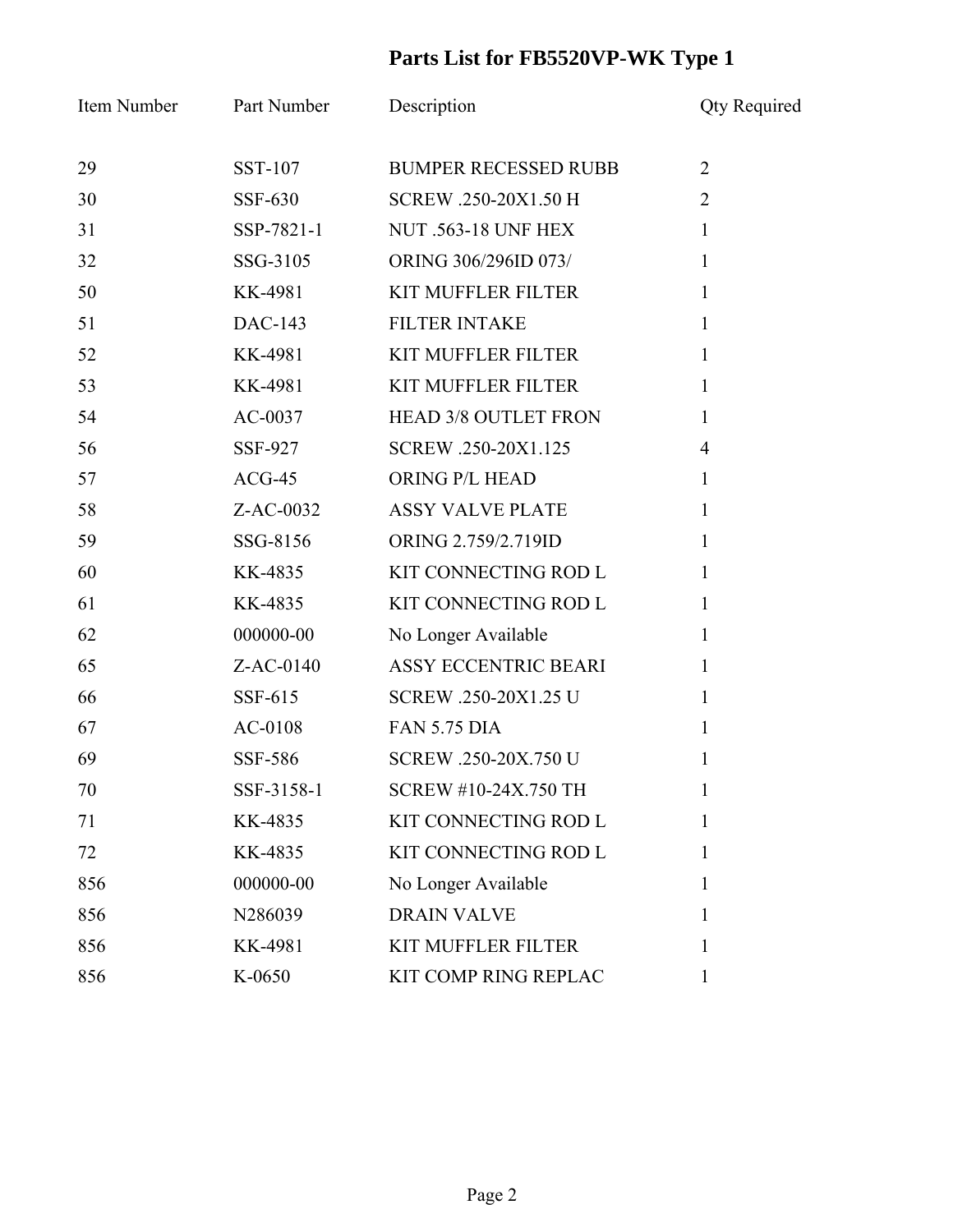# Parts List for FB5520VP-WK Type 1

| Item Number | Part Number | Description | Qty Required |
|---|---|---|---|
| 29 | SST-107 | BUMPER RECESSED RUBB | 2 |
| 30 | SSF-630 | SCREW .250-20X1.50 H | 2 |
| 31 | SSP-7821-1 | NUT .563-18 UNF HEX | 1 |
| 32 | SSG-3105 | ORING 306/296ID 073/ | 1 |
| 50 | KK-4981 | KIT MUFFLER FILTER | 1 |
| 51 | DAC-143 | FILTER INTAKE | 1 |
| 52 | KK-4981 | KIT MUFFLER FILTER | 1 |
| 53 | KK-4981 | KIT MUFFLER FILTER | 1 |
| 54 | AC-0037 | HEAD 3/8 OUTLET FRON | 1 |
| 56 | SSF-927 | SCREW .250-20X1.125 | 4 |
| 57 | ACG-45 | ORING P/L HEAD | 1 |
| 58 | Z-AC-0032 | ASSY VALVE PLATE | 1 |
| 59 | SSG-8156 | ORING 2.759/2.719ID | 1 |
| 60 | KK-4835 | KIT CONNECTING ROD L | 1 |
| 61 | KK-4835 | KIT CONNECTING ROD L | 1 |
| 62 | 000000-00 | No Longer Available | 1 |
| 65 | Z-AC-0140 | ASSY ECCENTRIC BEARI | 1 |
| 66 | SSF-615 | SCREW .250-20X1.25 U | 1 |
| 67 | AC-0108 | FAN 5.75 DIA | 1 |
| 69 | SSF-586 | SCREW .250-20X.750 U | 1 |
| 70 | SSF-3158-1 | SCREW #10-24X.750 TH | 1 |
| 71 | KK-4835 | KIT CONNECTING ROD L | 1 |
| 72 | KK-4835 | KIT CONNECTING ROD L | 1 |
| 856 | 000000-00 | No Longer Available | 1 |
| 856 | N286039 | DRAIN VALVE | 1 |
| 856 | KK-4981 | KIT MUFFLER FILTER | 1 |
| 856 | K-0650 | KIT COMP RING REPLAC | 1 |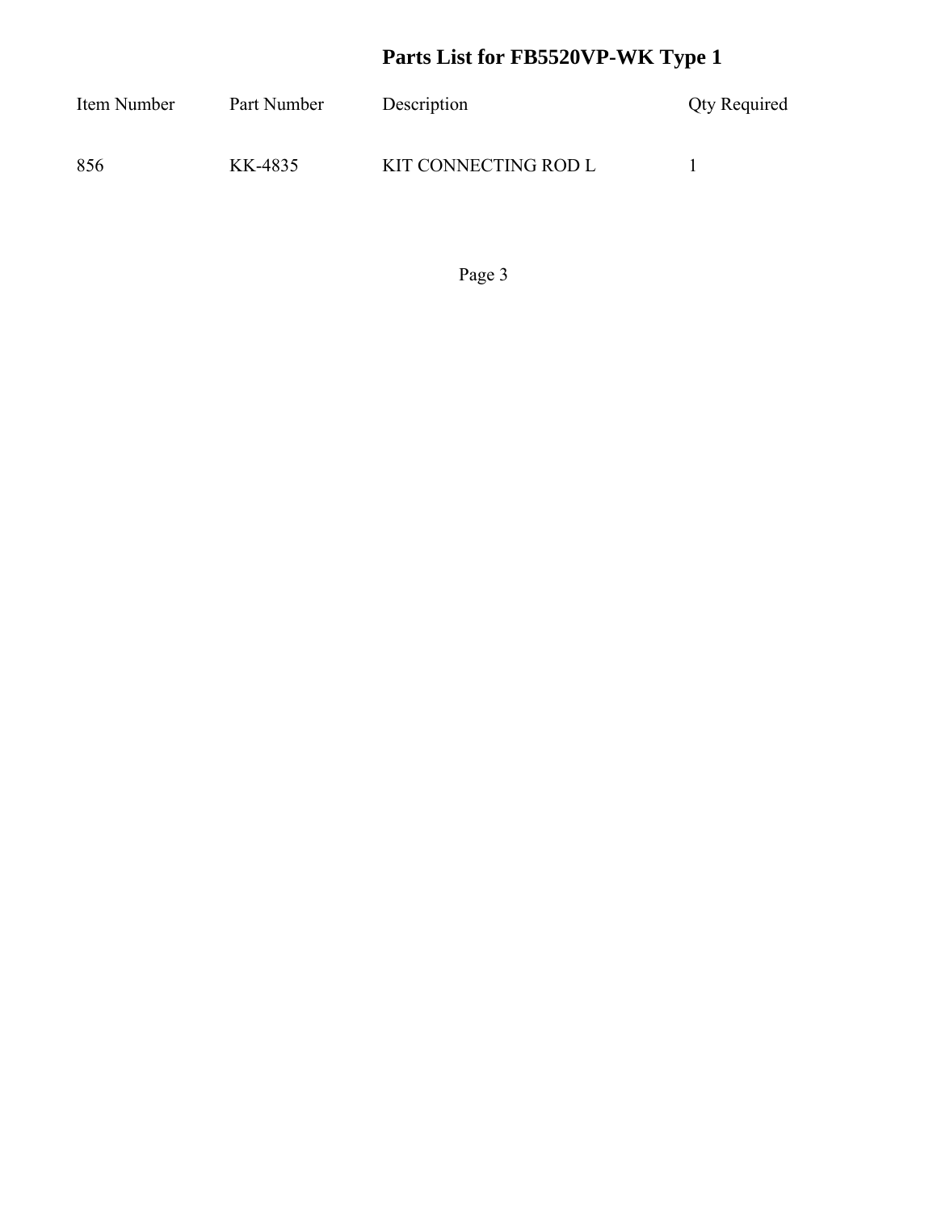# Parts List for FB5520VP-WK Type 1

| Item Number | Part Number | Description | Qty Required |
|---|---|---|---|
| 856 | KK-4835 | KIT CONNECTING ROD L | 1 |